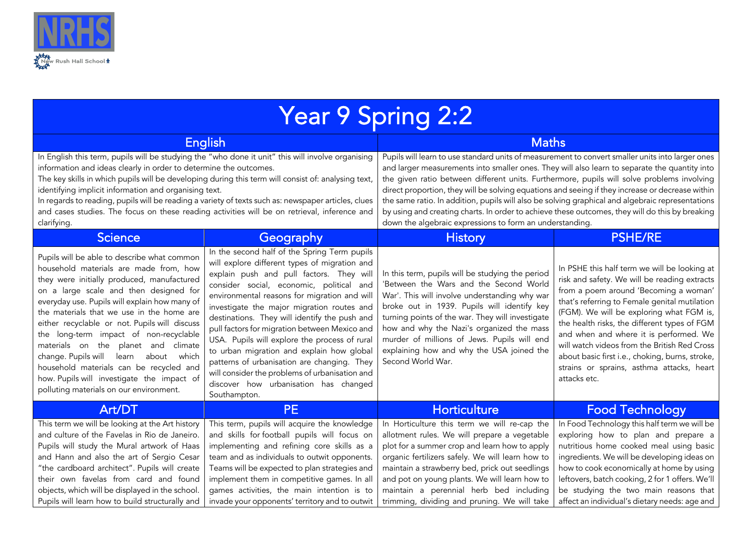NRHS

New Rush Hall School

# Year 9 Spring 2:2

## English

In English this term, pupils will be studying the "who done it unit" this will involve organising information and ideas clearly in order to determine the outcomes.

The key skills in which pupils will be developing during this term will consist of: analysing text, identifying implicit information and organising text.

In regards to reading, pupils will be reading a variety of texts such as: newspaper articles, clues and cases studies. The focus on these reading activities will be on retrieval, inference and clarifying.

## Maths

Pupils will learn to use standard units of measurement to convert smaller units into larger ones and larger measurements into smaller ones. They will also learn to separate the quantity into the given ratio between different units. Furthermore, pupils will solve problems involving direct proportion, they will be solving equations and seeing if they increase or decrease within the same ratio. In addition, pupils will also be solving graphical and algebraic representations by using and creating charts. In order to achieve these outcomes, they will do this by breaking down the algebraic expressions to form an understanding.

## Science

Pupils will be able to describe what common household materials are made from, how they were initially produced, manufactured on a large scale and then designed for everyday use. Pupils will explain how many of the materials that we use in the home are either recyclable or not. Pupils will discuss the long-term impact of non-recyclable materials on the planet and climate change. Pupils will learn about which household materials can be recycled and how. Pupils will investigate the impact of polluting materials on our environment.

## Geography

In the second half of the Spring Term pupils will explore different types of migration and explain push and pull factors. They will consider social, economic, political and environmental reasons for migration and will investigate the major migration routes and destinations. They will identify the push and pull factors for migration between Mexico and USA. Pupils will explore the process of rural to urban migration and explain how global patterns of urbanisation are changing. They will consider the problems of urbanisation and discover how urbanisation has changed Southampton.

## History

In this term, pupils will be studying the period 'Between the Wars and the Second World War'. This will involve understanding why war broke out in 1939. Pupils will identify key turning points of the war. They will investigate how and why the Nazi's organized the mass murder of millions of Jews. Pupils will end explaining how and why the USA joined the Second World War.

## PSHE/RE

In PSHE this half term we will be looking at risk and safety. We will be reading extracts from a poem around 'Becoming a woman' that's referring to Female genital mutilation (FGM). We will be exploring what FGM is, the health risks, the different types of FGM and when and where it is performed. We will watch videos from the British Red Cross about basic first i.e., choking, burns, stroke, strains or sprains, asthma attacks, heart attacks etc.

## Art/DT

This term we will be looking at the Art history and culture of the Favelas in Rio de Janeiro. Pupils will study the Mural artwork of Haas and Hann and also the art of Sergio Cesar "the cardboard architect". Pupils will create their own favelas from card and found objects, which will be displayed in the school. Pupils will learn how to build structurally and

## PE

This term, pupils will acquire the knowledge and skills for football pupils will focus on implementing and refining core skills as a team and as individuals to outwit opponents. Teams will be expected to plan strategies and implement them in competitive games. In all games activities, the main intention is to invade your opponents' territory and to outwit

## Horticulture

In Horticulture this term we will re-cap the allotment rules. We will prepare a vegetable plot for a summer crop and learn how to apply organic fertilizers safely. We will learn how to maintain a strawberry bed, prick out seedlings and pot on young plants. We will learn how to maintain a perennial herb bed including trimming, dividing and pruning. We will take

## Food Technology

In Food Technology this half term we will be exploring how to plan and prepare a nutritious home cooked meal using basic ingredients. We will be developing ideas on how to cook economically at home by using leftovers, batch cooking, 2 for 1 offers. We'll be studying the two main reasons that affect an individual's dietary needs: age and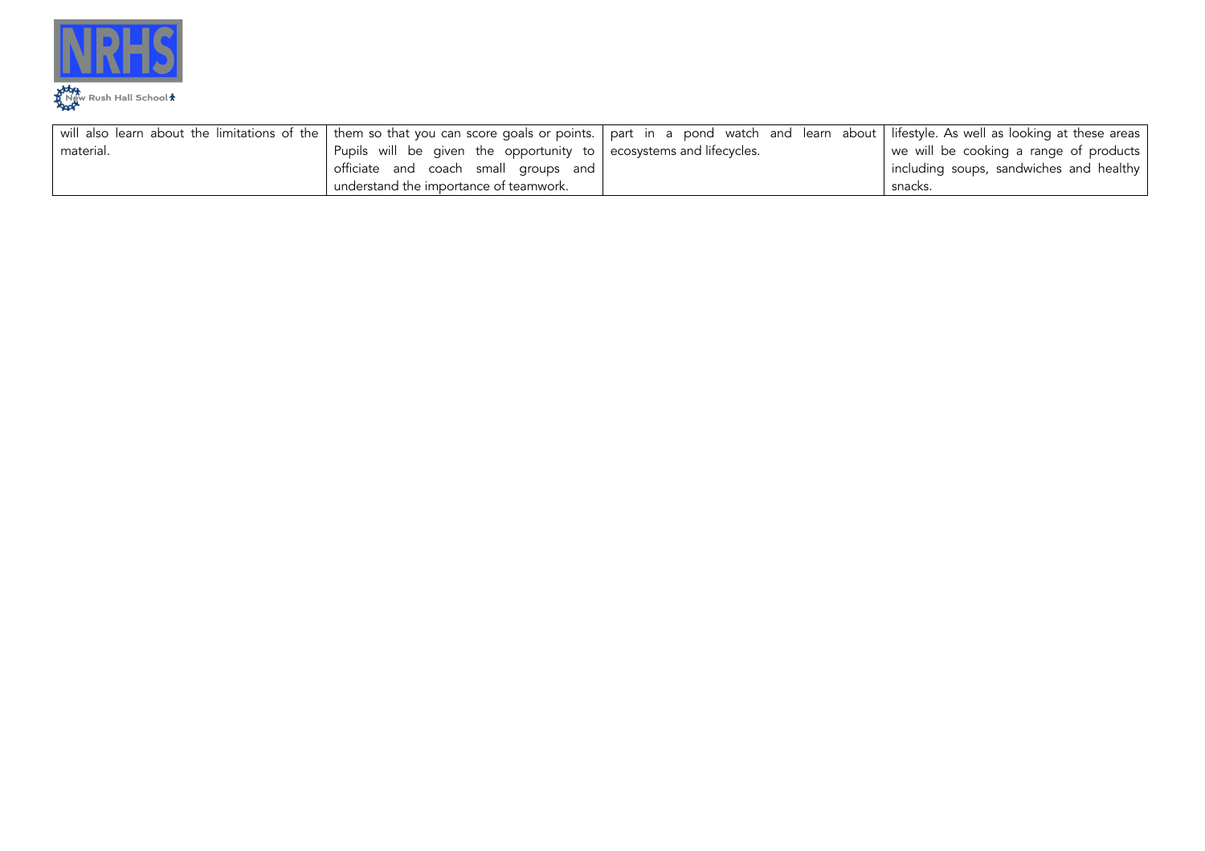| | | | |
|---|---|---|---|
| will also learn about the limitations of the material. | them so that you can score goals or points. Pupils will be given the opportunity to officiate and coach small groups and understand the importance of teamwork. | part in a pond watch and learn about ecosystems and lifecycles. | lifestyle. As well as looking at these areas we will be cooking a range of products including soups, sandwiches and healthy snacks. |